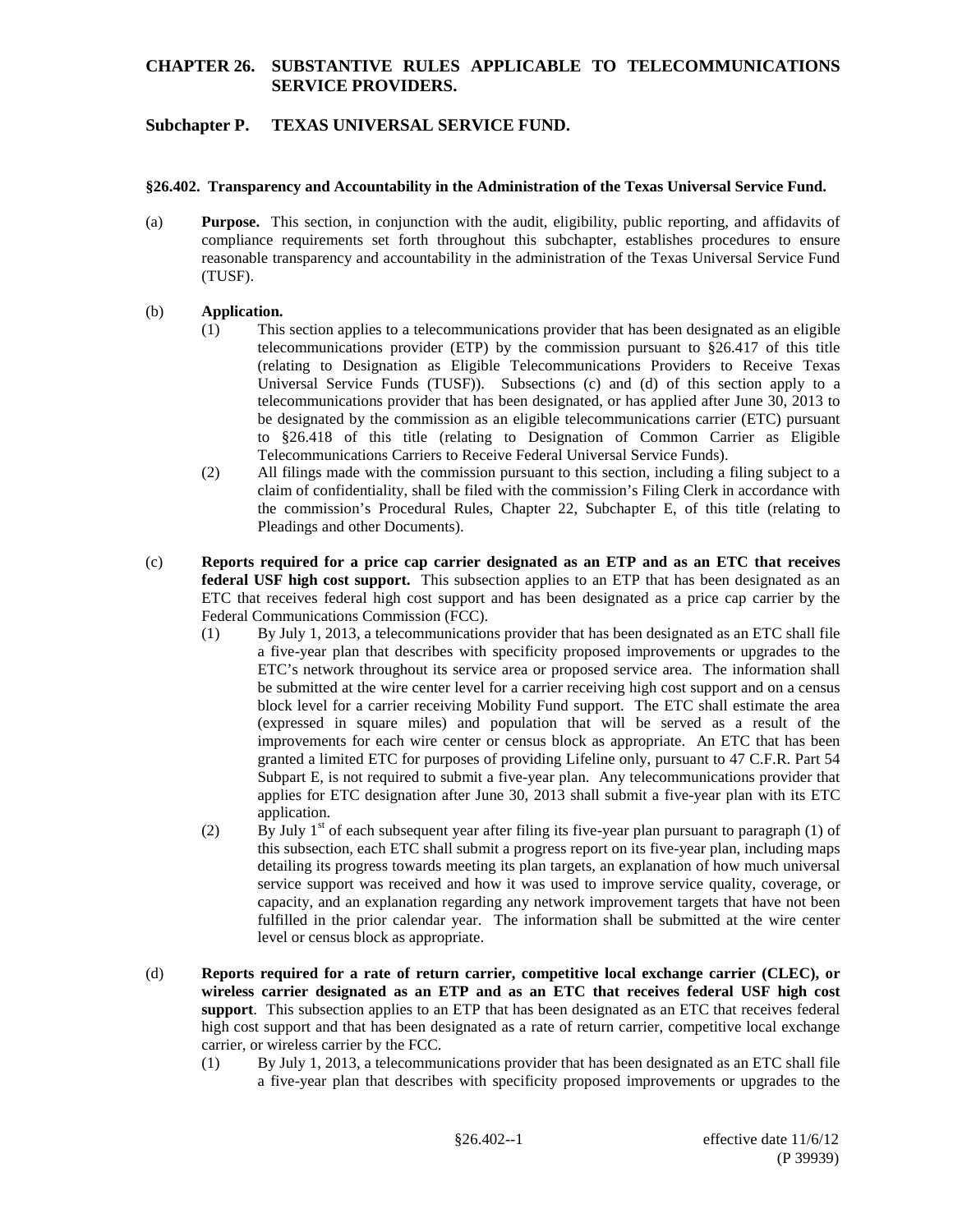# CHAPTER 26. SUBSTANTIVE RULES APPLICABLE TO TELECOMMUNICATIONS SERVICE PROVIDERS.

## Subchapter P. TEXAS UNIVERSAL SERVICE FUND.

### §26.402. Transparency and Accountability in the Administration of the Texas Universal Service Fund.

(a) **Purpose.** This section, in conjunction with the audit, eligibility, public reporting, and affidavits of compliance requirements set forth throughout this subchapter, establishes procedures to ensure reasonable transparency and accountability in the administration of the Texas Universal Service Fund (TUSF).

(b) **Application.**

(1) This section applies to a telecommunications provider that has been designated as an eligible telecommunications provider (ETP) by the commission pursuant to §26.417 of this title (relating to Designation as Eligible Telecommunications Providers to Receive Texas Universal Service Funds (TUSF)). Subsections (c) and (d) of this section apply to a telecommunications provider that has been designated, or has applied after June 30, 2013 to be designated by the commission as an eligible telecommunications carrier (ETC) pursuant to §26.418 of this title (relating to Designation of Common Carrier as Eligible Telecommunications Carriers to Receive Federal Universal Service Funds).

(2) All filings made with the commission pursuant to this section, including a filing subject to a claim of confidentiality, shall be filed with the commission's Filing Clerk in accordance with the commission's Procedural Rules, Chapter 22, Subchapter E, of this title (relating to Pleadings and other Documents).

(c) **Reports required for a price cap carrier designated as an ETP and as an ETC that receives federal USF high cost support.** This subsection applies to an ETP that has been designated as an ETC that receives federal high cost support and has been designated as a price cap carrier by the Federal Communications Commission (FCC).

(1) By July 1, 2013, a telecommunications provider that has been designated as an ETC shall file a five-year plan that describes with specificity proposed improvements or upgrades to the ETC's network throughout its service area or proposed service area. The information shall be submitted at the wire center level for a carrier receiving high cost support and on a census block level for a carrier receiving Mobility Fund support. The ETC shall estimate the area (expressed in square miles) and population that will be served as a result of the improvements for each wire center or census block as appropriate. An ETC that has been granted a limited ETC for purposes of providing Lifeline only, pursuant to 47 C.F.R. Part 54 Subpart E, is not required to submit a five-year plan. Any telecommunications provider that applies for ETC designation after June 30, 2013 shall submit a five-year plan with its ETC application.

(2) By July 1st of each subsequent year after filing its five-year plan pursuant to paragraph (1) of this subsection, each ETC shall submit a progress report on its five-year plan, including maps detailing its progress towards meeting its plan targets, an explanation of how much universal service support was received and how it was used to improve service quality, coverage, or capacity, and an explanation regarding any network improvement targets that have not been fulfilled in the prior calendar year. The information shall be submitted at the wire center level or census block as appropriate.

(d) **Reports required for a rate of return carrier, competitive local exchange carrier (CLEC), or wireless carrier designated as an ETP and as an ETC that receives federal USF high cost support**. This subsection applies to an ETP that has been designated as an ETC that receives federal high cost support and that has been designated as a rate of return carrier, competitive local exchange carrier, or wireless carrier by the FCC.

(1) By July 1, 2013, a telecommunications provider that has been designated as an ETC shall file a five-year plan that describes with specificity proposed improvements or upgrades to the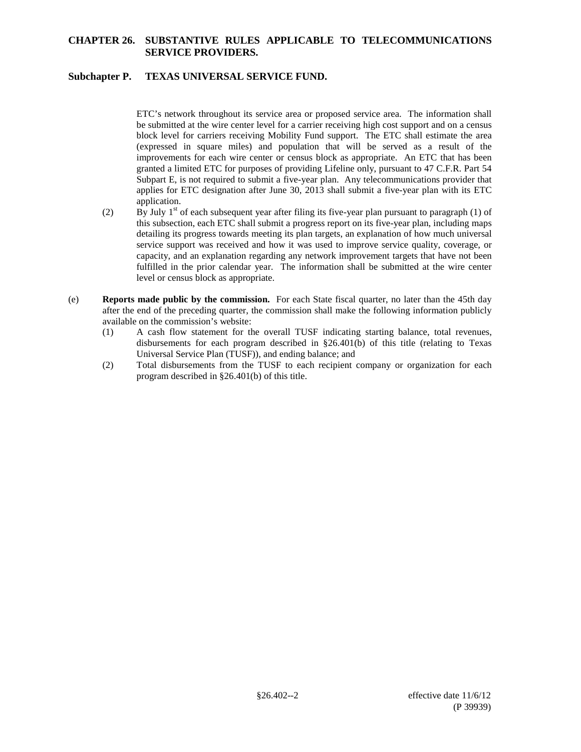ETC's network throughout its service area or proposed service area. The information shall be submitted at the wire center level for a carrier receiving high cost support and on a census block level for carriers receiving Mobility Fund support. The ETC shall estimate the area (expressed in square miles) and population that will be served as a result of the improvements for each wire center or census block as appropriate. An ETC that has been granted a limited ETC for purposes of providing Lifeline only, pursuant to 47 C.F.R. Part 54 Subpart E, is not required to submit a five-year plan. Any telecommunications provider that applies for ETC designation after June 30, 2013 shall submit a five-year plan with its ETC application.

(2) By July 1st of each subsequent year after filing its five-year plan pursuant to paragraph (1) of this subsection, each ETC shall submit a progress report on its five-year plan, including maps detailing its progress towards meeting its plan targets, an explanation of how much universal service support was received and how it was used to improve service quality, coverage, or capacity, and an explanation regarding any network improvement targets that have not been fulfilled in the prior calendar year. The information shall be submitted at the wire center level or census block as appropriate.

(e) **Reports made public by the commission.** For each State fiscal quarter, no later than the 45th day after the end of the preceding quarter, the commission shall make the following information publicly available on the commission's website:

(1) A cash flow statement for the overall TUSF indicating starting balance, total revenues, disbursements for each program described in §26.401(b) of this title (relating to Texas Universal Service Plan (TUSF)), and ending balance; and

(2) Total disbursements from the TUSF to each recipient company or organization for each program described in §26.401(b) of this title.